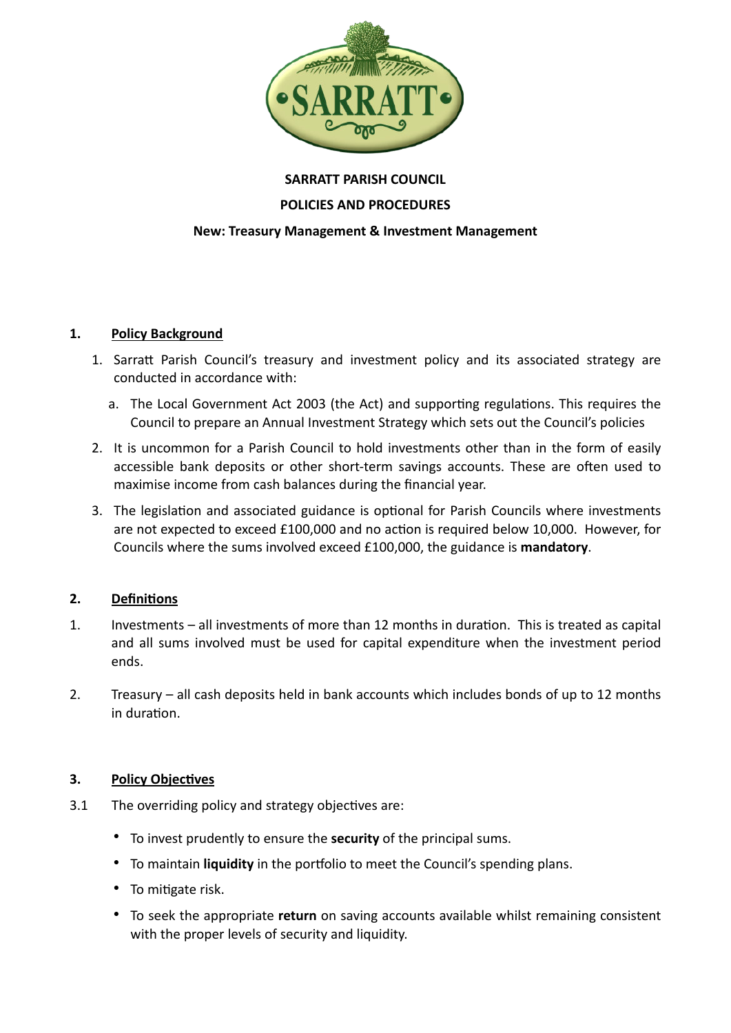**SARRATT PARISH COUNCIL**

**POLICIES AND PROCEDURES**

**New: Treasury Management & Investment Management**

## 1. Policy Background

1. Sarratt Parish Council's treasury and investment policy and its associated strategy are conducted in accordance with:
   a. The Local Government Act 2003 (the Act) and supporting regulations. This requires the Council to prepare an Annual Investment Strategy which sets out the Council's policies
2. It is uncommon for a Parish Council to hold investments other than in the form of easily accessible bank deposits or other short-term savings accounts. These are often used to maximise income from cash balances during the financial year.
3. The legislation and associated guidance is optional for Parish Councils where investments are not expected to exceed £100,000 and no action is required below 10,000. However, for Councils where the sums involved exceed £100,000, the guidance is **mandatory**.

## 2. Definitions

1. Investments – all investments of more than 12 months in duration. This is treated as capital and all sums involved must be used for capital expenditure when the investment period ends.

2. Treasury – all cash deposits held in bank accounts which includes bonds of up to 12 months in duration.

## 3. Policy Objectives

3.1 The overriding policy and strategy objectives are:

- To invest prudently to ensure the **security** of the principal sums.
- To maintain **liquidity** in the portfolio to meet the Council's spending plans.
- To mitigate risk.
- To seek the appropriate **return** on saving accounts available whilst remaining consistent with the proper levels of security and liquidity.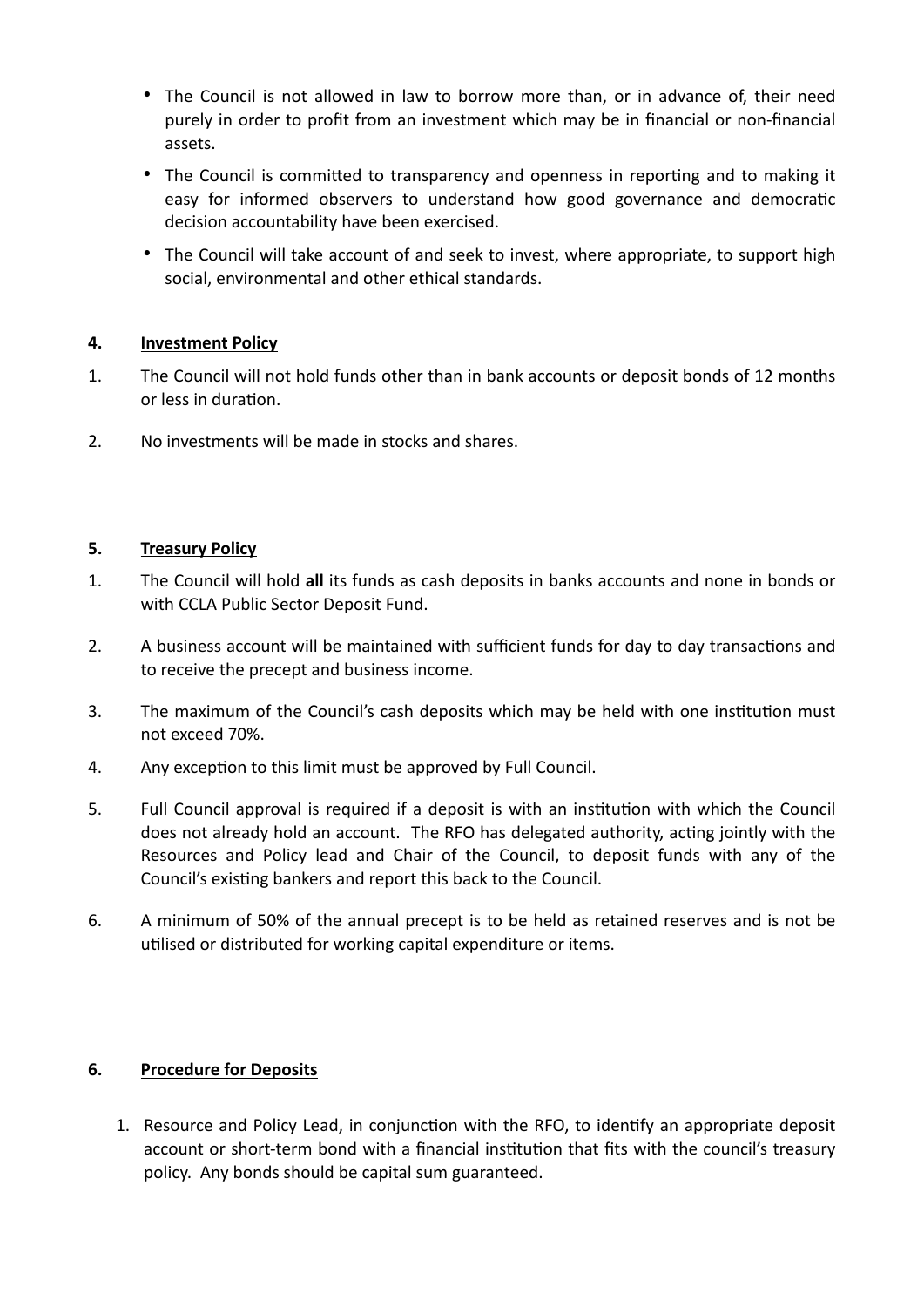- The Council is not allowed in law to borrow more than, or in advance of, their need purely in order to profit from an investment which may be in financial or non-financial assets.
- The Council is committed to transparency and openness in reporting and to making it easy for informed observers to understand how good governance and democratic decision accountability have been exercised.
- The Council will take account of and seek to invest, where appropriate, to support high social, environmental and other ethical standards.

## 4. Investment Policy

1. The Council will not hold funds other than in bank accounts or deposit bonds of 12 months or less in duration.
2. No investments will be made in stocks and shares.

## 5. Treasury Policy

1. The Council will hold **all** its funds as cash deposits in banks accounts and none in bonds or with CCLA Public Sector Deposit Fund.
2. A business account will be maintained with sufficient funds for day to day transactions and to receive the precept and business income.
3. The maximum of the Council's cash deposits which may be held with one institution must not exceed 70%.
4. Any exception to this limit must be approved by Full Council.
5. Full Council approval is required if a deposit is with an institution with which the Council does not already hold an account. The RFO has delegated authority, acting jointly with the Resources and Policy lead and Chair of the Council, to deposit funds with any of the Council's existing bankers and report this back to the Council.
6. A minimum of 50% of the annual precept is to be held as retained reserves and is not be utilised or distributed for working capital expenditure or items.

## 6. Procedure for Deposits

1. Resource and Policy Lead, in conjunction with the RFO, to identify an appropriate deposit account or short-term bond with a financial institution that fits with the council's treasury policy. Any bonds should be capital sum guaranteed.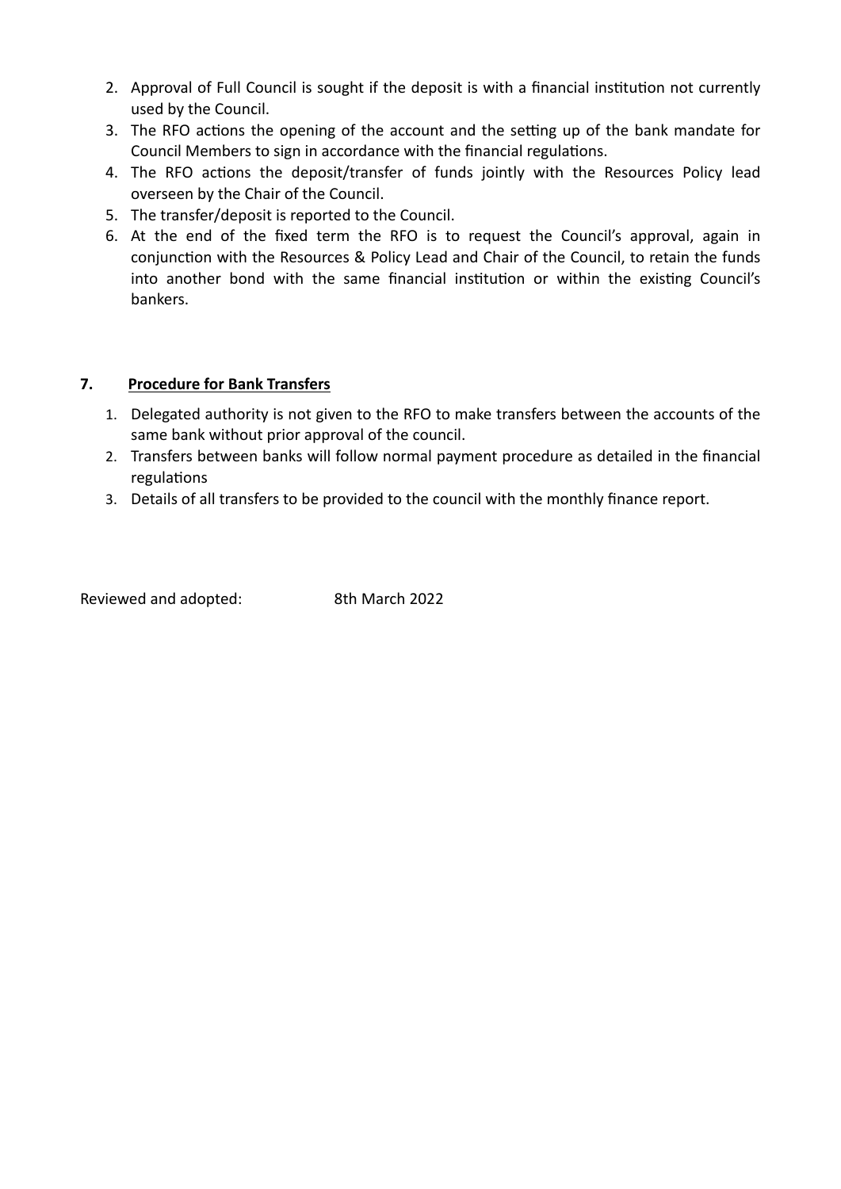2. Approval of Full Council is sought if the deposit is with a financial institution not currently used by the Council.
3. The RFO actions the opening of the account and the setting up of the bank mandate for Council Members to sign in accordance with the financial regulations.
4. The RFO actions the deposit/transfer of funds jointly with the Resources Policy lead overseen by the Chair of the Council.
5. The transfer/deposit is reported to the Council.
6. At the end of the fixed term the RFO is to request the Council's approval, again in conjunction with the Resources & Policy Lead and Chair of the Council, to retain the funds into another bond with the same financial institution or within the existing Council's bankers.

## 7. <u>Procedure for Bank Transfers</u>

1. Delegated authority is not given to the RFO to make transfers between the accounts of the same bank without prior approval of the council.
2. Transfers between banks will follow normal payment procedure as detailed in the financial regulations
3. Details of all transfers to be provided to the council with the monthly finance report.

Reviewed and adopted: 8th March 2022